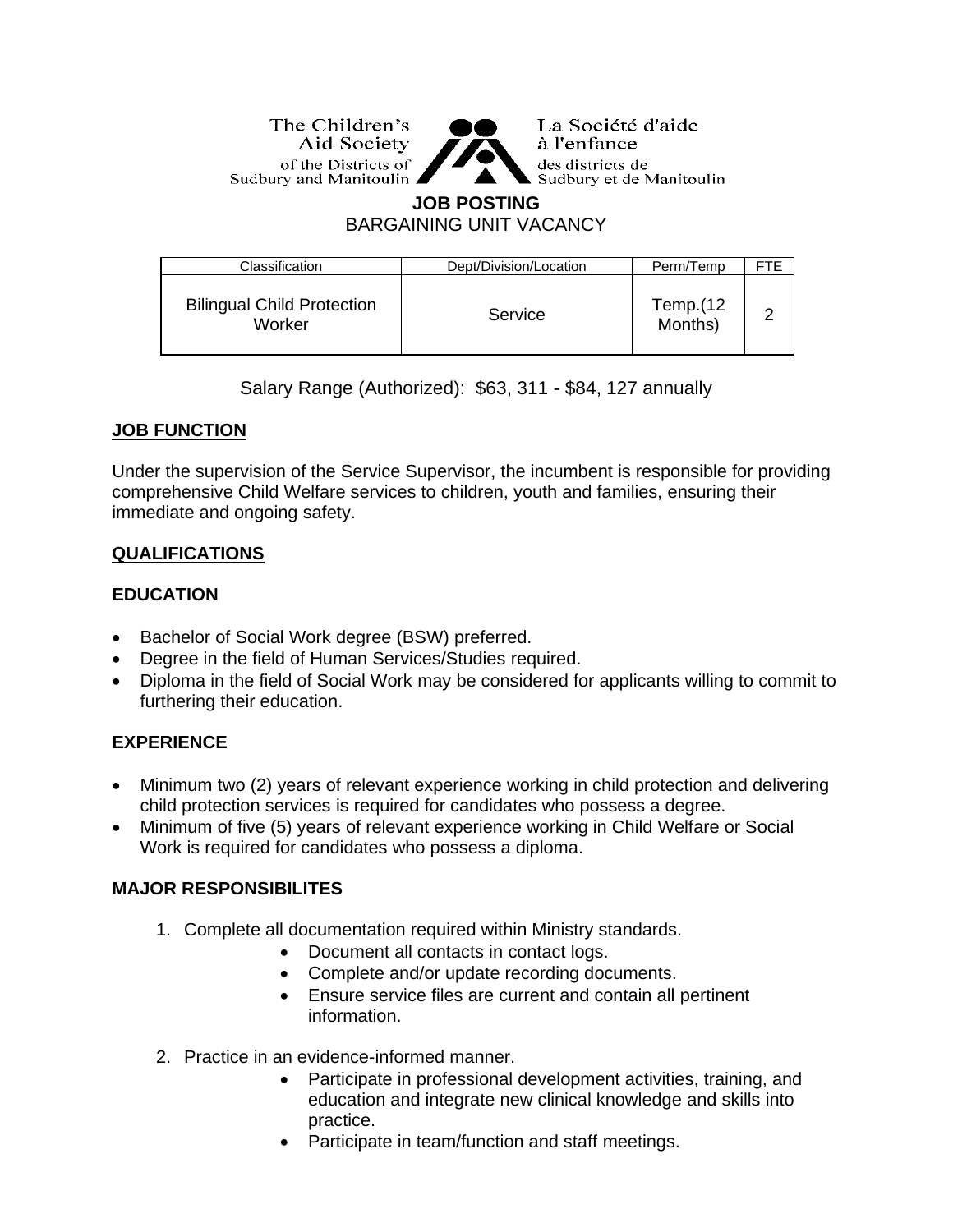The Children's Aid Society of the Districts of Sudbury and Manitoulin

La Société d'aide à l'enfance des districts de Sudbury et de Manitoulin

**JOB POSTING**

BARGAINING UNIT VACANCY

| Classification | Dept/Division/Location | Perm/Temp | FTE |
| --- | --- | --- | --- |
| Bilingual Child Protection Worker | Service | Temp.(12 Months) | 2 |

Salary Range (Authorized): $63, 311 - $84, 127 annually

## JOB FUNCTION

Under the supervision of the Service Supervisor, the incumbent is responsible for providing comprehensive Child Welfare services to children, youth and families, ensuring their immediate and ongoing safety.

## QUALIFICATIONS

### EDUCATION

- Bachelor of Social Work degree (BSW) preferred.
- Degree in the field of Human Services/Studies required.
- Diploma in the field of Social Work may be considered for applicants willing to commit to furthering their education.

### EXPERIENCE

- Minimum two (2) years of relevant experience working in child protection and delivering child protection services is required for candidates who possess a degree.
- Minimum of five (5) years of relevant experience working in Child Welfare or Social Work is required for candidates who possess a diploma.

### MAJOR RESPONSIBILITES

1. Complete all documentation required within Ministry standards.
   - Document all contacts in contact logs.
   - Complete and/or update recording documents.
   - Ensure service files are current and contain all pertinent information.
2. Practice in an evidence-informed manner.
   - Participate in professional development activities, training, and education and integrate new clinical knowledge and skills into practice.
   - Participate in team/function and staff meetings.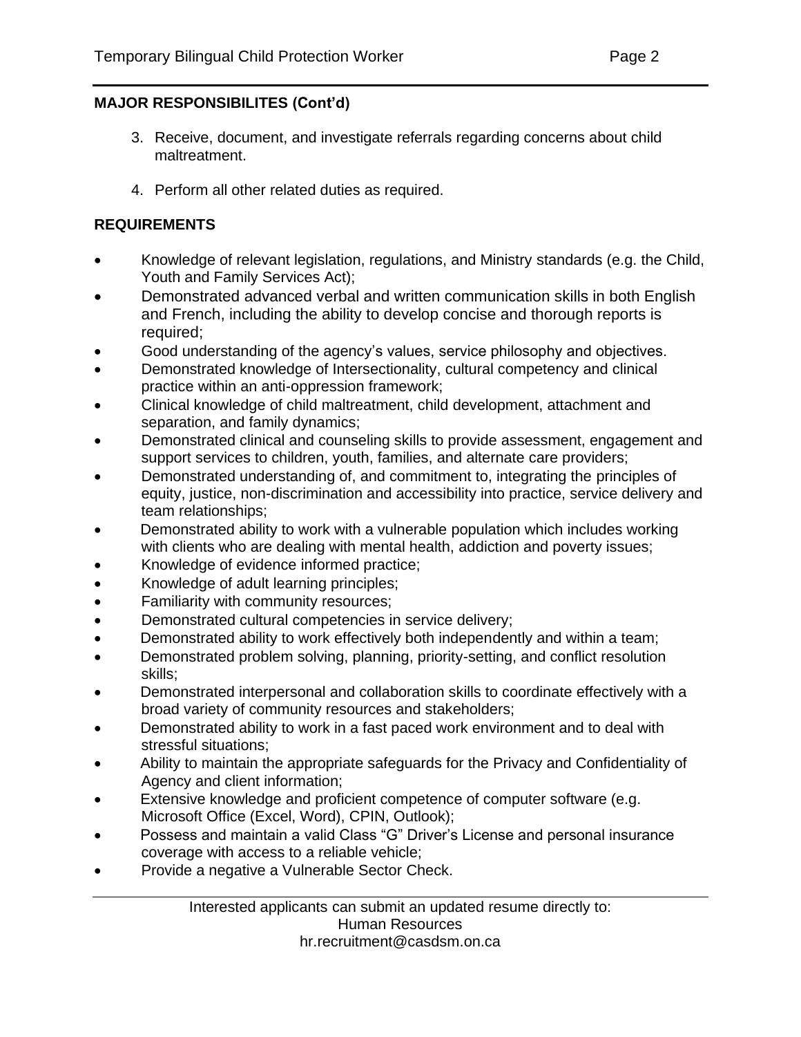**MAJOR RESPONSIBILITES (Cont'd)**

3. Receive, document, and investigate referrals regarding concerns about child maltreatment.

4. Perform all other related duties as required.

**REQUIREMENTS**

- Knowledge of relevant legislation, regulations, and Ministry standards (e.g. the Child, Youth and Family Services Act);
- Demonstrated advanced verbal and written communication skills in both English and French, including the ability to develop concise and thorough reports is required;
- Good understanding of the agency's values, service philosophy and objectives.
- Demonstrated knowledge of Intersectionality, cultural competency and clinical practice within an anti-oppression framework;
- Clinical knowledge of child maltreatment, child development, attachment and separation, and family dynamics;
- Demonstrated clinical and counseling skills to provide assessment, engagement and support services to children, youth, families, and alternate care providers;
- Demonstrated understanding of, and commitment to, integrating the principles of equity, justice, non-discrimination and accessibility into practice, service delivery and team relationships;
- Demonstrated ability to work with a vulnerable population which includes working with clients who are dealing with mental health, addiction and poverty issues;
- Knowledge of evidence informed practice;
- Knowledge of adult learning principles;
- Familiarity with community resources;
- Demonstrated cultural competencies in service delivery;
- Demonstrated ability to work effectively both independently and within a team;
- Demonstrated problem solving, planning, priority-setting, and conflict resolution skills;
- Demonstrated interpersonal and collaboration skills to coordinate effectively with a broad variety of community resources and stakeholders;
- Demonstrated ability to work in a fast paced work environment and to deal with stressful situations;
- Ability to maintain the appropriate safeguards for the Privacy and Confidentiality of Agency and client information;
- Extensive knowledge and proficient competence of computer software (e.g. Microsoft Office (Excel, Word), CPIN, Outlook);
- Possess and maintain a valid Class "G" Driver's License and personal insurance coverage with access to a reliable vehicle;
- Provide a negative a Vulnerable Sector Check.

---

Interested applicants can submit an updated resume directly to:
Human Resources
hr.recruitment@casdsm.on.ca